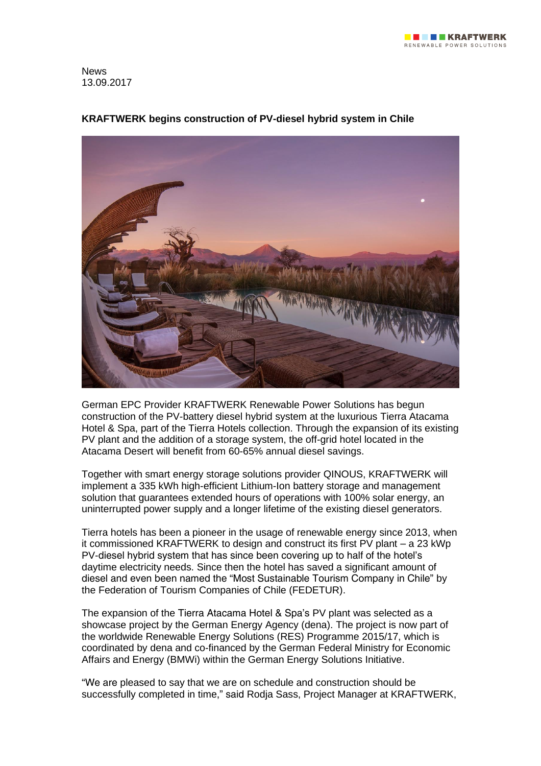News
13.09.2017

**KRAFTWERK begins construction of PV-diesel hybrid system in Chile**

German EPC Provider KRAFTWERK Renewable Power Solutions has begun construction of the PV-battery diesel hybrid system at the luxurious Tierra Atacama Hotel & Spa, part of the Tierra Hotels collection. Through the expansion of its existing PV plant and the addition of a storage system, the off-grid hotel located in the Atacama Desert will benefit from 60-65% annual diesel savings.

Together with smart energy storage solutions provider QINOUS, KRAFTWERK will implement a 335 kWh high-efficient Lithium-Ion battery storage and management solution that guarantees extended hours of operations with 100% solar energy, an uninterrupted power supply and a longer lifetime of the existing diesel generators.

Tierra hotels has been a pioneer in the usage of renewable energy since 2013, when it commissioned KRAFTWERK to design and construct its first PV plant – a 23 kWp PV-diesel hybrid system that has since been covering up to half of the hotel's daytime electricity needs. Since then the hotel has saved a significant amount of diesel and even been named the "Most Sustainable Tourism Company in Chile" by the Federation of Tourism Companies of Chile (FEDETUR).

The expansion of the Tierra Atacama Hotel & Spa's PV plant was selected as a showcase project by the German Energy Agency (dena). The project is now part of the worldwide Renewable Energy Solutions (RES) Programme 2015/17, which is coordinated by dena and co-financed by the German Federal Ministry for Economic Affairs and Energy (BMWi) within the German Energy Solutions Initiative.

"We are pleased to say that we are on schedule and construction should be successfully completed in time," said Rodja Sass, Project Manager at KRAFTWERK,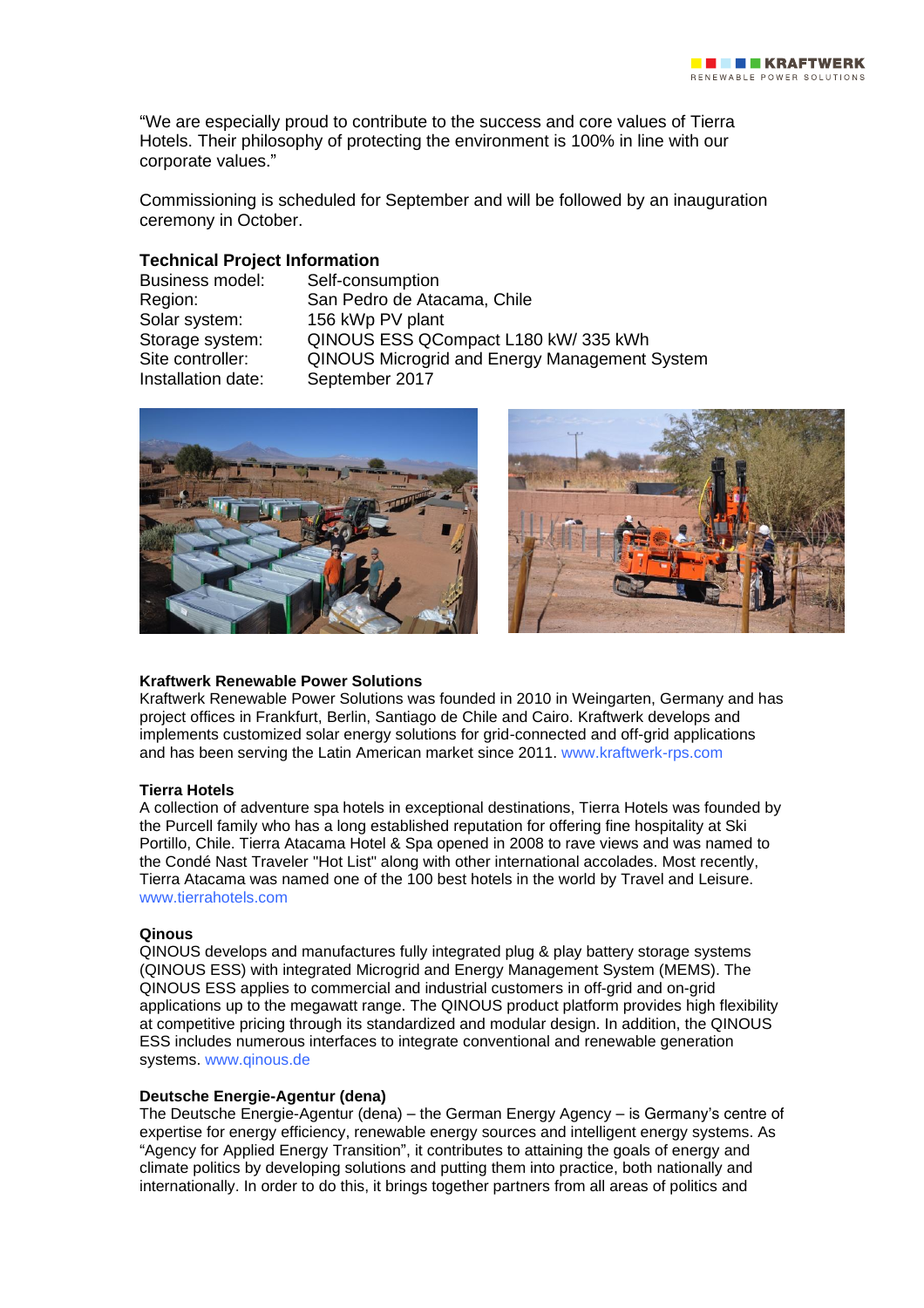"We are especially proud to contribute to the success and core values of Tierra Hotels. Their philosophy of protecting the environment is 100% in line with our corporate values."

Commissioning is scheduled for September and will be followed by an inauguration ceremony in October.

**Technical Project Information**

| | |
|---|---|
| Business model: | Self-consumption |
| Region: | San Pedro de Atacama, Chile |
| Solar system: | 156 kWp PV plant |
| Storage system: | QINOUS ESS QCompact L180 kW/ 335 kWh |
| Site controller: | QINOUS Microgrid and Energy Management System |
| Installation date: | September 2017 |

**Kraftwerk Renewable Power Solutions**
Kraftwerk Renewable Power Solutions was founded in 2010 in Weingarten, Germany and has project offices in Frankfurt, Berlin, Santiago de Chile and Cairo. Kraftwerk develops and implements customized solar energy solutions for grid-connected and off-grid applications and has been serving the Latin American market since 2011. www.kraftwerk-rps.com

**Tierra Hotels**
A collection of adventure spa hotels in exceptional destinations, Tierra Hotels was founded by the Purcell family who has a long established reputation for offering fine hospitality at Ski Portillo, Chile. Tierra Atacama Hotel & Spa opened in 2008 to rave views and was named to the Condé Nast Traveler "Hot List" along with other international accolades. Most recently, Tierra Atacama was named one of the 100 best hotels in the world by Travel and Leisure. www.tierrahotels.com

**Qinous**
QINOUS develops and manufactures fully integrated plug & play battery storage systems (QINOUS ESS) with integrated Microgrid and Energy Management System (MEMS). The QINOUS ESS applies to commercial and industrial customers in off-grid and on-grid applications up to the megawatt range. The QINOUS product platform provides high flexibility at competitive pricing through its standardized and modular design. In addition, the QINOUS ESS includes numerous interfaces to integrate conventional and renewable generation systems. www.qinous.de

**Deutsche Energie-Agentur (dena)**
The Deutsche Energie-Agentur (dena) – the German Energy Agency – is Germany's centre of expertise for energy efficiency, renewable energy sources and intelligent energy systems. As "Agency for Applied Energy Transition", it contributes to attaining the goals of energy and climate politics by developing solutions and putting them into practice, both nationally and internationally. In order to do this, it brings together partners from all areas of politics and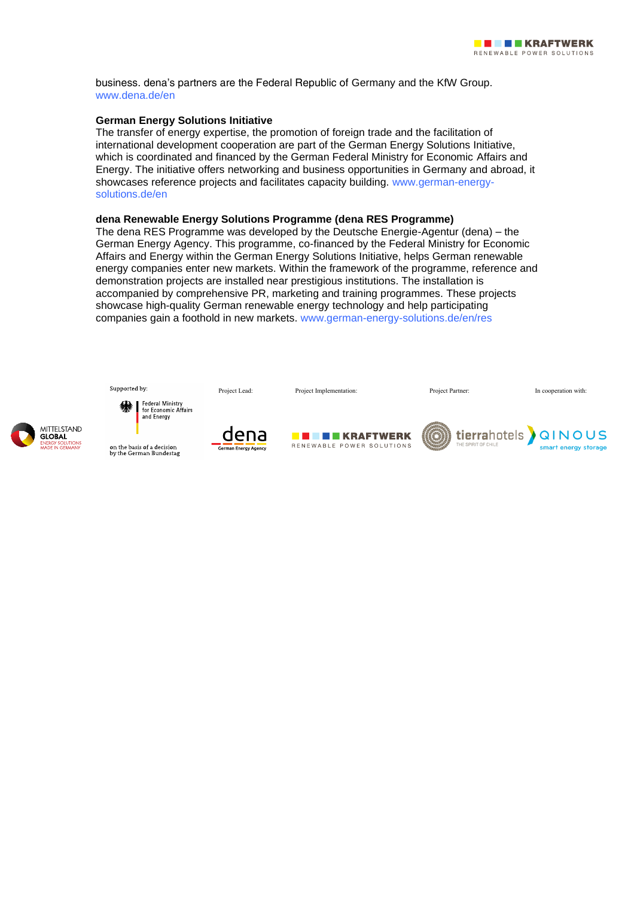business. dena's partners are the Federal Republic of Germany and the KfW Group. www.dena.de/en

**German Energy Solutions Initiative**

The transfer of energy expertise, the promotion of foreign trade and the facilitation of international development cooperation are part of the German Energy Solutions Initiative, which is coordinated and financed by the German Federal Ministry for Economic Affairs and Energy. The initiative offers networking and business opportunities in Germany and abroad, it showcases reference projects and facilitates capacity building. www.german-energy-solutions.de/en

**dena Renewable Energy Solutions Programme (dena RES Programme)**

The dena RES Programme was developed by the Deutsche Energie-Agentur (dena) – the German Energy Agency. This programme, co-financed by the Federal Ministry for Economic Affairs and Energy within the German Energy Solutions Initiative, helps German renewable energy companies enter new markets. Within the framework of the programme, reference and demonstration projects are installed near prestigious institutions. The installation is accompanied by comprehensive PR, marketing and training programmes. These projects showcase high-quality German renewable energy technology and help participating companies gain a foothold in new markets. www.german-energy-solutions.de/en/res

Supported by: Federal Ministry for Economic Affairs and Energy — on the basis of a decision by the German Bundestag

Project Lead: dena German Energy Agency

Project Implementation: KRAFTWERK Renewable Power Solutions

Project Partner: tierrahotels The Spirit of Chile

In cooperation with: QINOUS smart energy storage